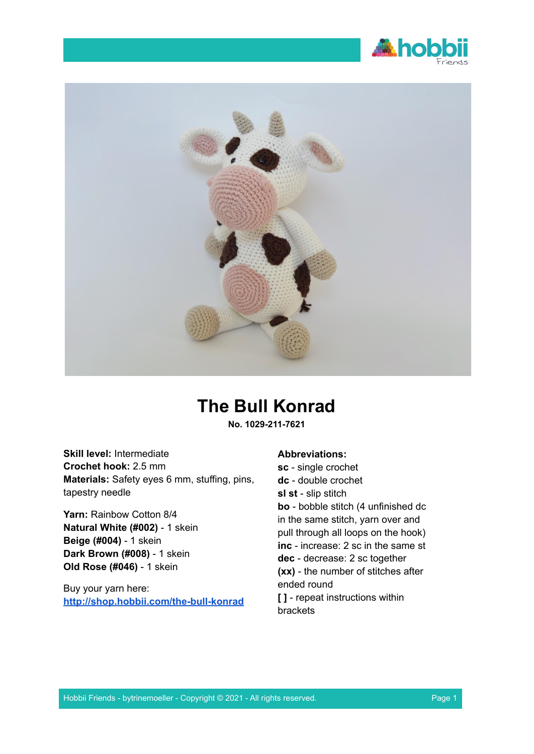# The Bull Konrad

**No. 1029-211-7621**

**Skill level:** Intermediate
**Crochet hook:** 2.5 mm
**Materials:** Safety eyes 6 mm, stuffing, pins, tapestry needle

**Yarn:** Rainbow Cotton 8/4
**Natural White (#002)** - 1 skein
**Beige (#004)** - 1 skein
**Dark Brown (#008)** - 1 skein
**Old Rose (#046)** - 1 skein

Buy your yarn here:
[http://shop.hobbii.com/the-bull-konrad](http://shop.hobbii.com/the-bull-konrad)

**Abbreviations:**
**sc** - single crochet
**dc** - double crochet
**sl st** - slip stitch
**bo** - bobble stitch (4 unfinished dc in the same stitch, yarn over and pull through all loops on the hook)
**inc** - increase: 2 sc in the same st
**dec** - decrease: 2 sc together
**(xx)** - the number of stitches after ended round
**[ ]** - repeat instructions within brackets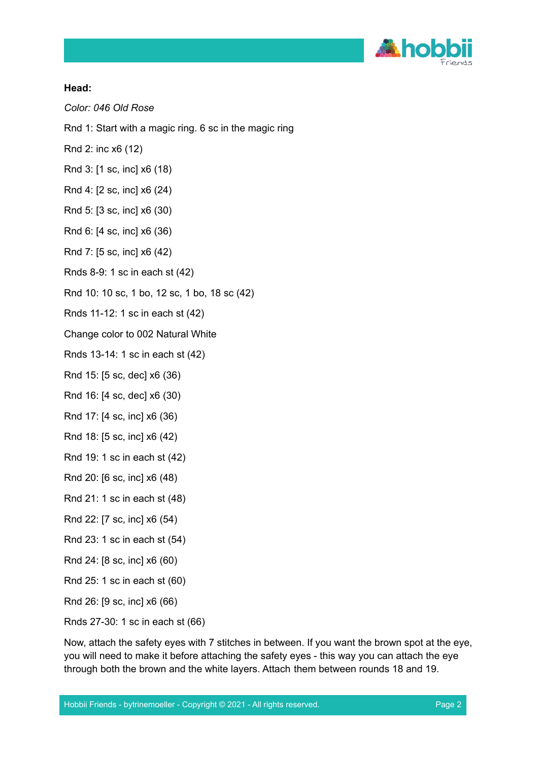**Head:**

*Color: 046 Old Rose*

Rnd 1: Start with a magic ring. 6 sc in the magic ring

Rnd 2: inc x6 (12)

Rnd 3: [1 sc, inc] x6 (18)

Rnd 4: [2 sc, inc] x6 (24)

Rnd 5: [3 sc, inc] x6 (30)

Rnd 6: [4 sc, inc] x6 (36)

Rnd 7: [5 sc, inc] x6 (42)

Rnds 8-9: 1 sc in each st (42)

Rnd 10: 10 sc, 1 bo, 12 sc, 1 bo, 18 sc (42)

Rnds 11-12: 1 sc in each st (42)

Change color to 002 Natural White

Rnds 13-14: 1 sc in each st (42)

Rnd 15: [5 sc, dec] x6 (36)

Rnd 16: [4 sc, dec] x6 (30)

Rnd 17: [4 sc, inc] x6 (36)

Rnd 18: [5 sc, inc] x6 (42)

Rnd 19: 1 sc in each st (42)

Rnd 20: [6 sc, inc] x6 (48)

Rnd 21: 1 sc in each st (48)

Rnd 22: [7 sc, inc] x6 (54)

Rnd 23: 1 sc in each st (54)

Rnd 24: [8 sc, inc] x6 (60)

Rnd 25: 1 sc in each st (60)

Rnd 26: [9 sc, inc] x6 (66)

Rnds 27-30: 1 sc in each st (66)

Now, attach the safety eyes with 7 stitches in between. If you want the brown spot at the eye, you will need to make it before attaching the safety eyes - this way you can attach the eye through both the brown and the white layers. Attach them between rounds 18 and 19.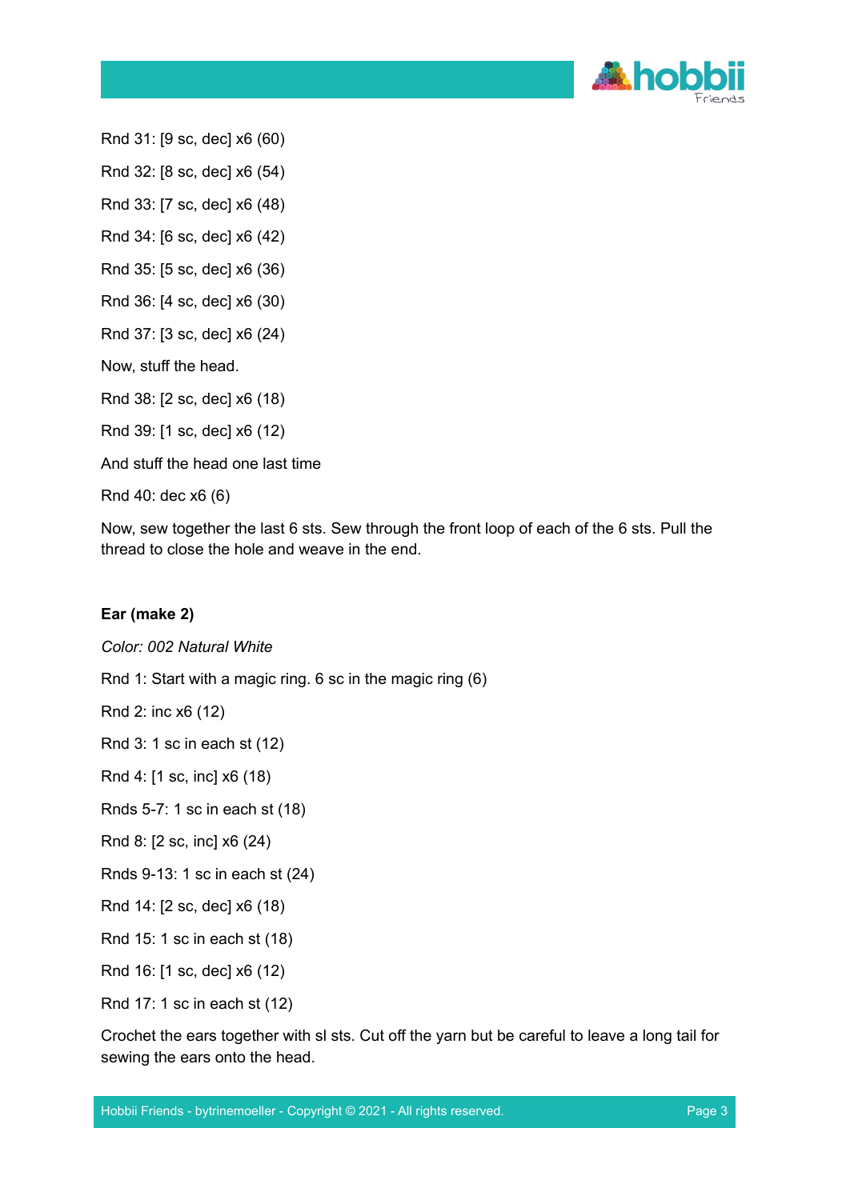Rnd 31: [9 sc, dec] x6 (60)

Rnd 32: [8 sc, dec] x6 (54)

Rnd 33: [7 sc, dec] x6 (48)

Rnd 34: [6 sc, dec] x6 (42)

Rnd 35: [5 sc, dec] x6 (36)

Rnd 36: [4 sc, dec] x6 (30)

Rnd 37: [3 sc, dec] x6 (24)

Now, stuff the head.

Rnd 38: [2 sc, dec] x6 (18)

Rnd 39: [1 sc, dec] x6 (12)

And stuff the head one last time

Rnd 40: dec x6 (6)

Now, sew together the last 6 sts. Sew through the front loop of each of the 6 sts. Pull the thread to close the hole and weave in the end.

**Ear (make 2)**

*Color: 002 Natural White*

Rnd 1: Start with a magic ring. 6 sc in the magic ring (6)

Rnd 2: inc x6 (12)

Rnd 3: 1 sc in each st (12)

Rnd 4: [1 sc, inc] x6 (18)

Rnds 5-7: 1 sc in each st (18)

Rnd 8: [2 sc, inc] x6 (24)

Rnds 9-13: 1 sc in each st (24)

Rnd 14: [2 sc, dec] x6 (18)

Rnd 15: 1 sc in each st (18)

Rnd 16: [1 sc, dec] x6 (12)

Rnd 17: 1 sc in each st (12)

Crochet the ears together with sl sts. Cut off the yarn but be careful to leave a long tail for sewing the ears onto the head.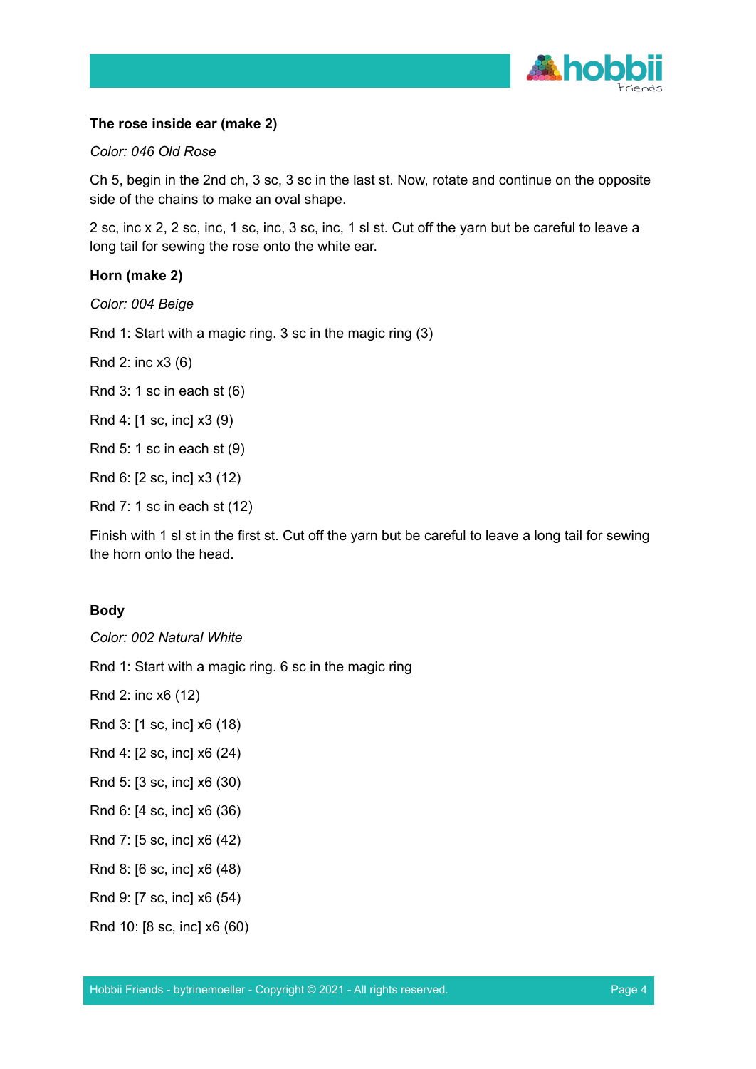**The rose inside ear (make 2)**

*Color: 046 Old Rose*

Ch 5, begin in the 2nd ch, 3 sc, 3 sc in the last st. Now, rotate and continue on the opposite side of the chains to make an oval shape.

2 sc, inc x 2, 2 sc, inc, 1 sc, inc, 3 sc, inc, 1 sl st. Cut off the yarn but be careful to leave a long tail for sewing the rose onto the white ear.

**Horn (make 2)**

*Color: 004 Beige*

Rnd 1: Start with a magic ring. 3 sc in the magic ring (3)

Rnd 2: inc x3 (6)

Rnd 3: 1 sc in each st (6)

Rnd 4: [1 sc, inc] x3 (9)

Rnd 5: 1 sc in each st (9)

Rnd 6: [2 sc, inc] x3 (12)

Rnd 7: 1 sc in each st (12)

Finish with 1 sl st in the first st. Cut off the yarn but be careful to leave a long tail for sewing the horn onto the head.

**Body**

*Color: 002 Natural White*

Rnd 1: Start with a magic ring. 6 sc in the magic ring

Rnd 2: inc x6 (12)

Rnd 3: [1 sc, inc] x6 (18)

Rnd 4: [2 sc, inc] x6 (24)

Rnd 5: [3 sc, inc] x6 (30)

Rnd 6: [4 sc, inc] x6 (36)

Rnd 7: [5 sc, inc] x6 (42)

Rnd 8: [6 sc, inc] x6 (48)

Rnd 9: [7 sc, inc] x6 (54)

Rnd 10: [8 sc, inc] x6 (60)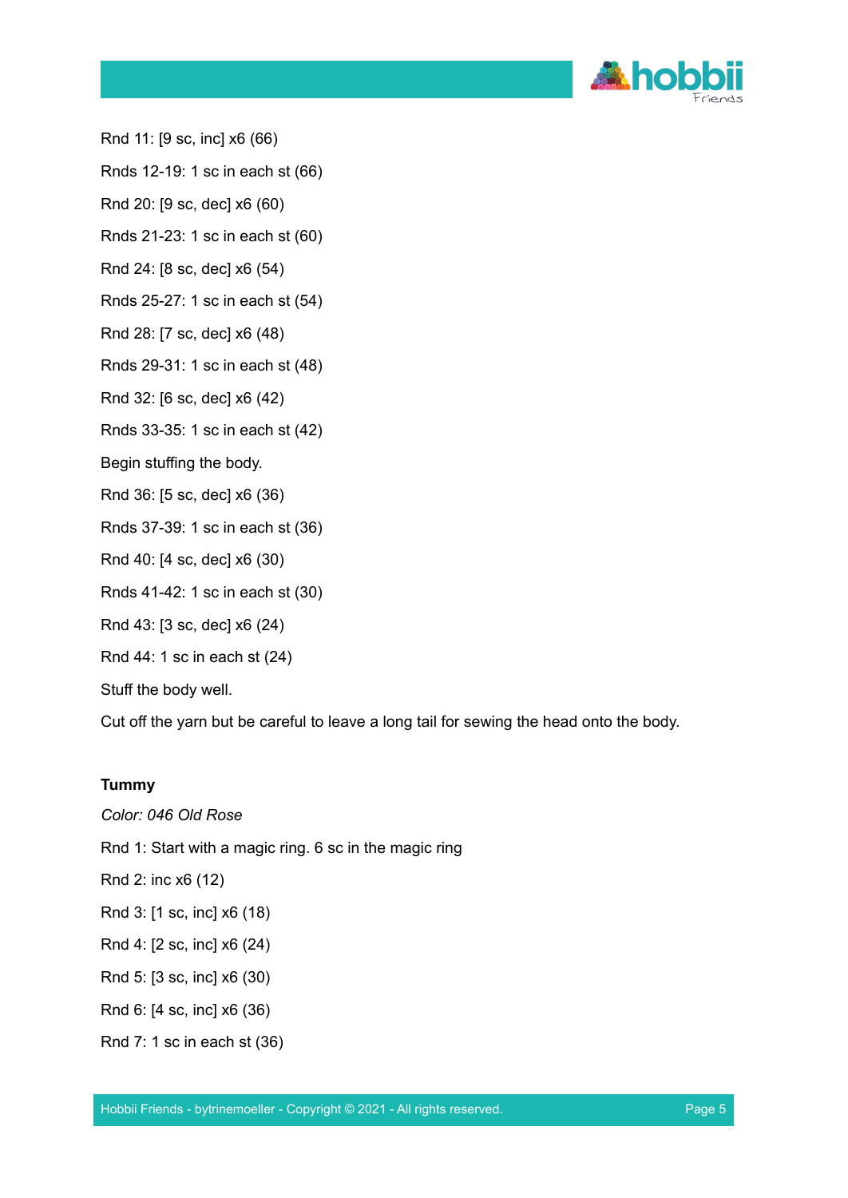Rnd 11: [9 sc, inc] x6 (66)

Rnds 12-19: 1 sc in each st (66)

Rnd 20: [9 sc, dec] x6 (60)

Rnds 21-23: 1 sc in each st (60)

Rnd 24: [8 sc, dec] x6 (54)

Rnds 25-27: 1 sc in each st (54)

Rnd 28: [7 sc, dec] x6 (48)

Rnds 29-31: 1 sc in each st (48)

Rnd 32: [6 sc, dec] x6 (42)

Rnds 33-35: 1 sc in each st (42)

Begin stuffing the body.

Rnd 36: [5 sc, dec] x6 (36)

Rnds 37-39: 1 sc in each st (36)

Rnd 40: [4 sc, dec] x6 (30)

Rnds 41-42: 1 sc in each st (30)

Rnd 43: [3 sc, dec] x6 (24)

Rnd 44: 1 sc in each st (24)

Stuff the body well.

Cut off the yarn but be careful to leave a long tail for sewing the head onto the body.

**Tummy**

*Color: 046 Old Rose*

Rnd 1: Start with a magic ring. 6 sc in the magic ring

Rnd 2: inc x6 (12)

Rnd 3: [1 sc, inc] x6 (18)

Rnd 4: [2 sc, inc] x6 (24)

Rnd 5: [3 sc, inc] x6 (30)

Rnd 6: [4 sc, inc] x6 (36)

Rnd 7: 1 sc in each st (36)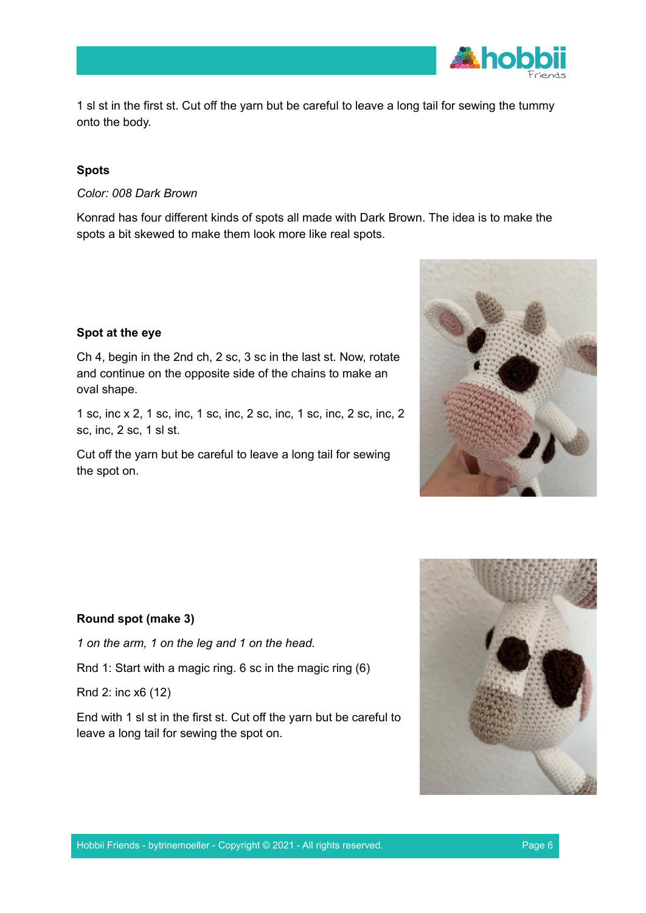1 sl st in the first st. Cut off the yarn but be careful to leave a long tail for sewing the tummy onto the body.

### Spots

*Color: 008 Dark Brown*

Konrad has four different kinds of spots all made with Dark Brown. The idea is to make the spots a bit skewed to make them look more like real spots.

### Spot at the eye

Ch 4, begin in the 2nd ch, 2 sc, 3 sc in the last st. Now, rotate and continue on the opposite side of the chains to make an oval shape.

1 sc, inc x 2, 1 sc, inc, 1 sc, inc, 2 sc, inc, 1 sc, inc, 2 sc, inc, 2 sc, inc, 2 sc, 1 sl st.

Cut off the yarn but be careful to leave a long tail for sewing the spot on.

### Round spot (make 3)

*1 on the arm, 1 on the leg and 1 on the head.*

Rnd 1: Start with a magic ring. 6 sc in the magic ring (6)

Rnd 2: inc x6 (12)

End with 1 sl st in the first st. Cut off the yarn but be careful to leave a long tail for sewing the spot on.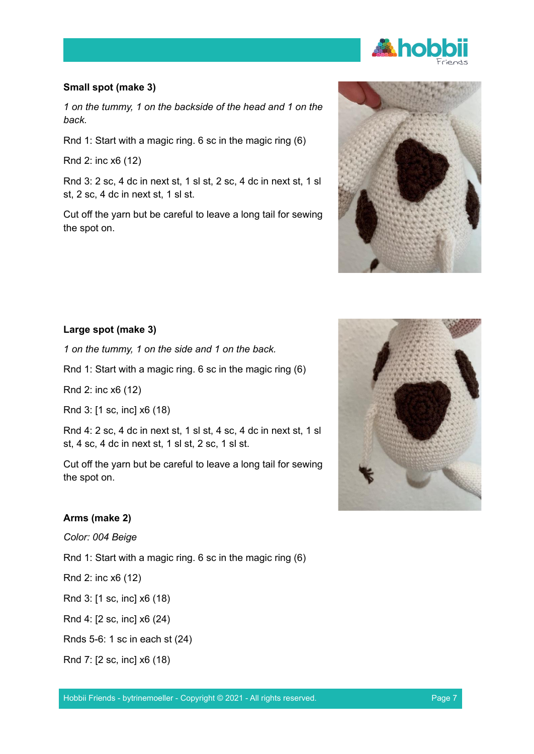**Small spot (make 3)**

*1 on the tummy, 1 on the backside of the head and 1 on the back.*

Rnd 1: Start with a magic ring. 6 sc in the magic ring (6)

Rnd 2: inc x6 (12)

Rnd 3: 2 sc, 4 dc in next st, 1 sl st, 2 sc, 4 dc in next st, 1 sl st, 2 sc, 4 dc in next st, 1 sl st.

Cut off the yarn but be careful to leave a long tail for sewing the spot on.

**Large spot (make 3)**

*1 on the tummy, 1 on the side and 1 on the back.*

Rnd 1: Start with a magic ring. 6 sc in the magic ring (6)

Rnd 2: inc x6 (12)

Rnd 3: [1 sc, inc] x6 (18)

Rnd 4: 2 sc, 4 dc in next st, 1 sl st, 4 sc, 4 dc in next st, 1 sl st, 4 sc, 4 dc in next st, 1 sl st, 2 sc, 1 sl st.

Cut off the yarn but be careful to leave a long tail for sewing the spot on.

**Arms (make 2)**

*Color: 004 Beige*

Rnd 1: Start with a magic ring. 6 sc in the magic ring (6)

Rnd 2: inc x6 (12)

Rnd 3: [1 sc, inc] x6 (18)

Rnd 4: [2 sc, inc] x6 (24)

Rnds 5-6: 1 sc in each st (24)

Rnd 7: [2 sc, inc] x6 (18)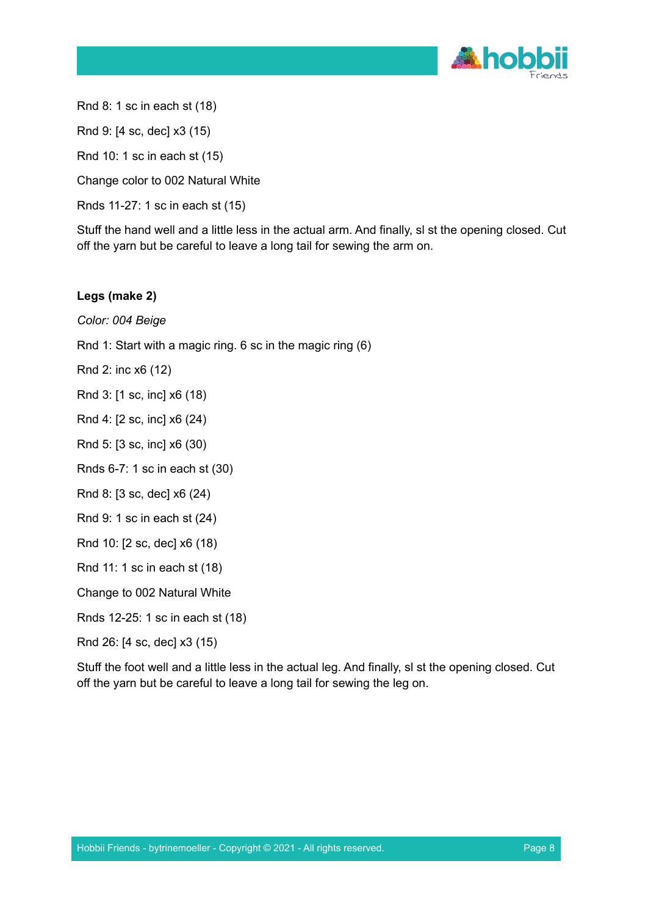Rnd 8: 1 sc in each st (18)

Rnd 9: [4 sc, dec] x3 (15)

Rnd 10: 1 sc in each st (15)

Change color to 002 Natural White

Rnds 11-27: 1 sc in each st (15)

Stuff the hand well and a little less in the actual arm. And finally, sl st the opening closed. Cut off the yarn but be careful to leave a long tail for sewing the arm on.

**Legs (make 2)**

*Color: 004 Beige*

Rnd 1: Start with a magic ring. 6 sc in the magic ring (6)

Rnd 2: inc x6 (12)

Rnd 3: [1 sc, inc] x6 (18)

Rnd 4: [2 sc, inc] x6 (24)

Rnd 5: [3 sc, inc] x6 (30)

Rnds 6-7: 1 sc in each st (30)

Rnd 8: [3 sc, dec] x6 (24)

Rnd 9: 1 sc in each st (24)

Rnd 10: [2 sc, dec] x6 (18)

Rnd 11: 1 sc in each st (18)

Change to 002 Natural White

Rnds 12-25: 1 sc in each st (18)

Rnd 26: [4 sc, dec] x3 (15)

Stuff the foot well and a little less in the actual leg. And finally, sl st the opening closed. Cut off the yarn but be careful to leave a long tail for sewing the leg on.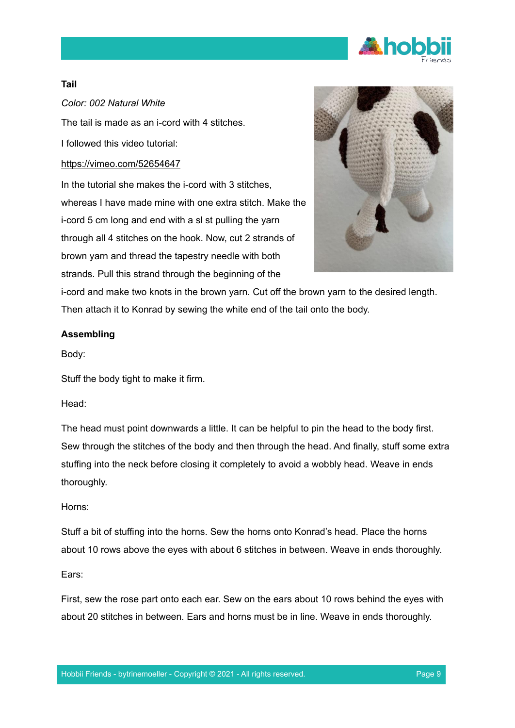### Tail

*Color: 002 Natural White*

The tail is made as an i-cord with 4 stitches.

I followed this video tutorial:

https://vimeo.com/52654647

In the tutorial she makes the i-cord with 3 stitches, whereas I have made mine with one extra stitch. Make the i-cord 5 cm long and end with a sl st pulling the yarn through all 4 stitches on the hook. Now, cut 2 strands of brown yarn and thread the tapestry needle with both strands. Pull this strand through the beginning of the i-cord and make two knots in the brown yarn. Cut off the brown yarn to the desired length. Then attach it to Konrad by sewing the white end of the tail onto the body.

### Assembling

Body:

Stuff the body tight to make it firm.

Head:

The head must point downwards a little. It can be helpful to pin the head to the body first. Sew through the stitches of the body and then through the head. And finally, stuff some extra stuffing into the neck before closing it completely to avoid a wobbly head. Weave in ends thoroughly.

Horns:

Stuff a bit of stuffing into the horns. Sew the horns onto Konrad's head. Place the horns about 10 rows above the eyes with about 6 stitches in between. Weave in ends thoroughly.

Ears:

First, sew the rose part onto each ear. Sew on the ears about 10 rows behind the eyes with about 20 stitches in between. Ears and horns must be in line. Weave in ends thoroughly.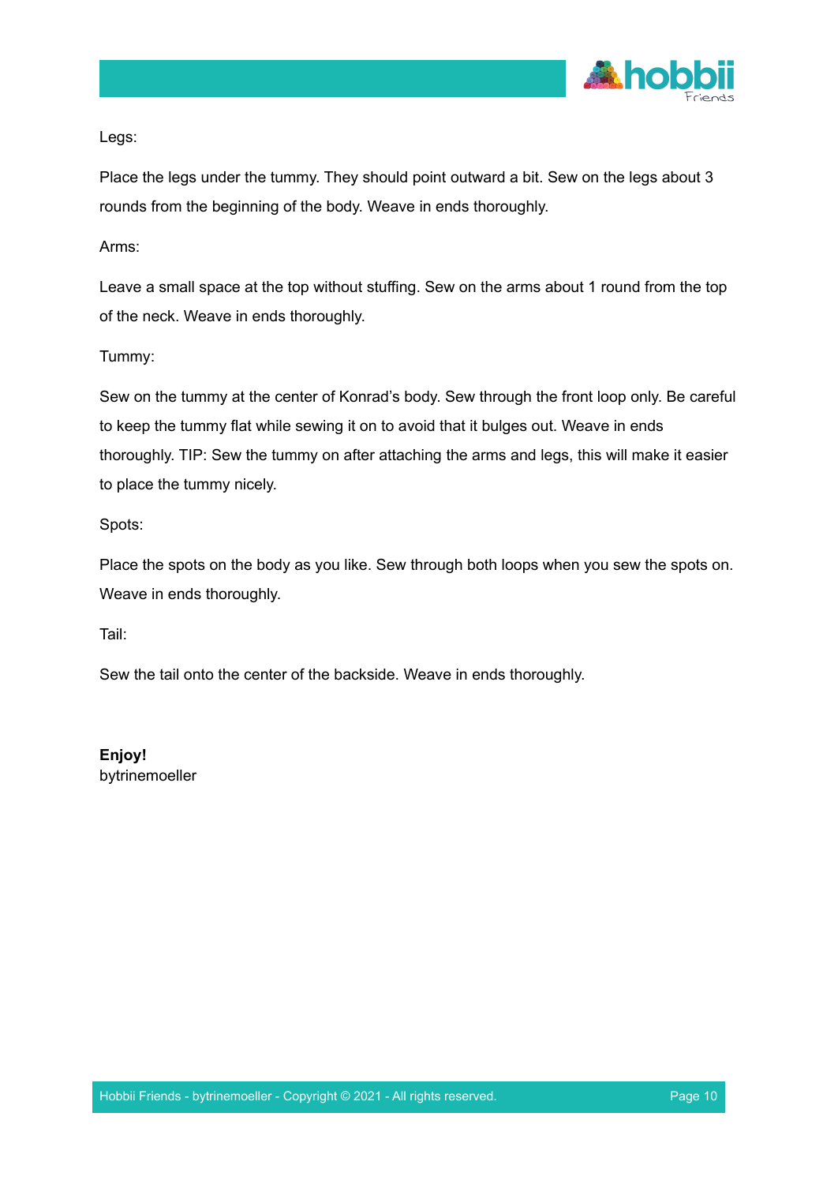Legs:

Place the legs under the tummy. They should point outward a bit. Sew on the legs about 3 rounds from the beginning of the body. Weave in ends thoroughly.

Arms:

Leave a small space at the top without stuffing. Sew on the arms about 1 round from the top of the neck. Weave in ends thoroughly.

Tummy:

Sew on the tummy at the center of Konrad’s body. Sew through the front loop only. Be careful to keep the tummy flat while sewing it on to avoid that it bulges out. Weave in ends thoroughly. TIP: Sew the tummy on after attaching the arms and legs, this will make it easier to place the tummy nicely.

Spots:

Place the spots on the body as you like. Sew through both loops when you sew the spots on. Weave in ends thoroughly.

Tail:

Sew the tail onto the center of the backside. Weave in ends thoroughly.

**Enjoy!**
bytrinemoeller